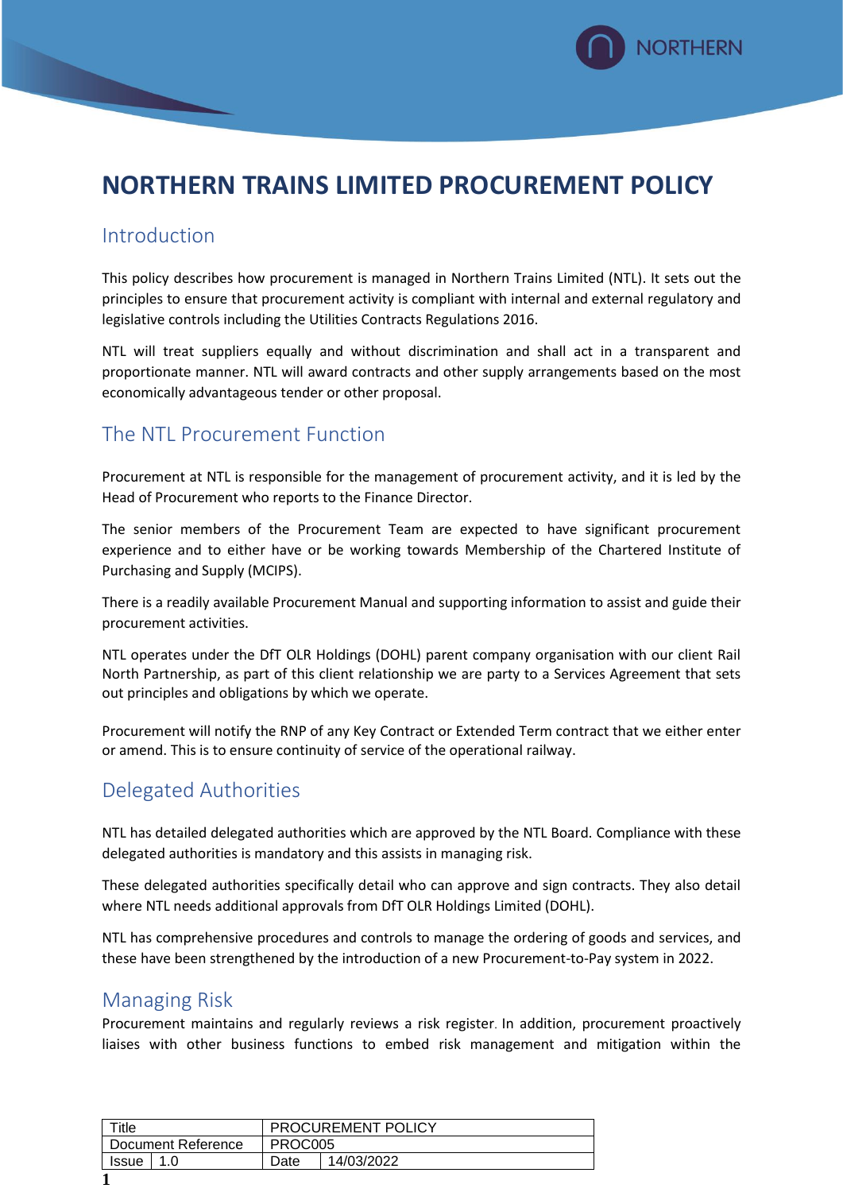# NORTHERN TRAINS LIMITED PROCUREMENT POLICY

## Introduction

This policy describes how procurement is managed in Northern Trains Limited (NTL). It sets out the principles to ensure that procurement activity is compliant with internal and external regulatory and legislative controls including the Utilities Contracts Regulations 2016.

NTL will treat suppliers equally and without discrimination and shall act in a transparent and proportionate manner. NTL will award contracts and other supply arrangements based on the most economically advantageous tender or other proposal.

## The NTL Procurement Function

Procurement at NTL is responsible for the management of procurement activity, and it is led by the Head of Procurement who reports to the Finance Director.

The senior members of the Procurement Team are expected to have significant procurement experience and to either have or be working towards Membership of the Chartered Institute of Purchasing and Supply (MCIPS).

There is a readily available Procurement Manual and supporting information to assist and guide their procurement activities.

NTL operates under the DfT OLR Holdings (DOHL) parent company organisation with our client Rail North Partnership, as part of this client relationship we are party to a Services Agreement that sets out principles and obligations by which we operate.

Procurement will notify the RNP of any Key Contract or Extended Term contract that we either enter or amend. This is to ensure continuity of service of the operational railway.

## Delegated Authorities

NTL has detailed delegated authorities which are approved by the NTL Board. Compliance with these delegated authorities is mandatory and this assists in managing risk.

These delegated authorities specifically detail who can approve and sign contracts. They also detail where NTL needs additional approvals from DfT OLR Holdings Limited (DOHL).

NTL has comprehensive procedures and controls to manage the ordering of goods and services, and these have been strengthened by the introduction of a new Procurement-to-Pay system in 2022.

## Managing Risk

Procurement maintains and regularly reviews a risk register. In addition, procurement proactively liaises with other business functions to embed risk management and mitigation within the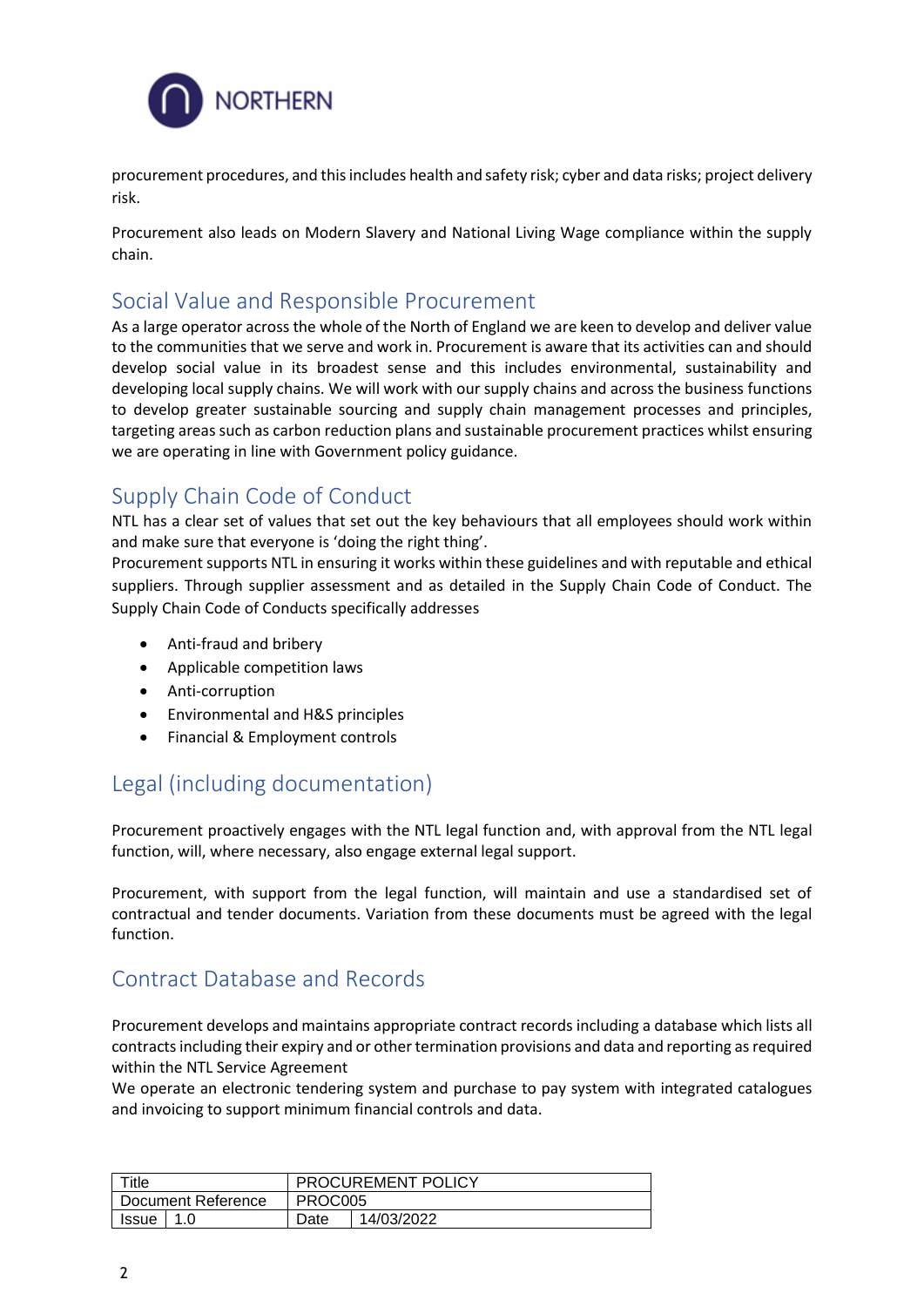procurement procedures, and this includes health and safety risk; cyber and data risks; project delivery risk.

Procurement also leads on Modern Slavery and National Living Wage compliance within the supply chain.

## Social Value and Responsible Procurement

As a large operator across the whole of the North of England we are keen to develop and deliver value to the communities that we serve and work in. Procurement is aware that its activities can and should develop social value in its broadest sense and this includes environmental, sustainability and developing local supply chains. We will work with our supply chains and across the business functions to develop greater sustainable sourcing and supply chain management processes and principles, targeting areas such as carbon reduction plans and sustainable procurement practices whilst ensuring we are operating in line with Government policy guidance.

## Supply Chain Code of Conduct

NTL has a clear set of values that set out the key behaviours that all employees should work within and make sure that everyone is 'doing the right thing'.
Procurement supports NTL in ensuring it works within these guidelines and with reputable and ethical suppliers. Through supplier assessment and as detailed in the Supply Chain Code of Conduct. The Supply Chain Code of Conducts specifically addresses

- Anti-fraud and bribery
- Applicable competition laws
- Anti-corruption
- Environmental and H&S principles
- Financial & Employment controls

## Legal (including documentation)

Procurement proactively engages with the NTL legal function and, with approval from the NTL legal function, will, where necessary, also engage external legal support.

Procurement, with support from the legal function, will maintain and use a standardised set of contractual and tender documents. Variation from these documents must be agreed with the legal function.

## Contract Database and Records

Procurement develops and maintains appropriate contract records including a database which lists all contracts including their expiry and or other termination provisions and data and reporting as required within the NTL Service Agreement
We operate an electronic tendering system and purchase to pay system with integrated catalogues and invoicing to support minimum financial controls and data.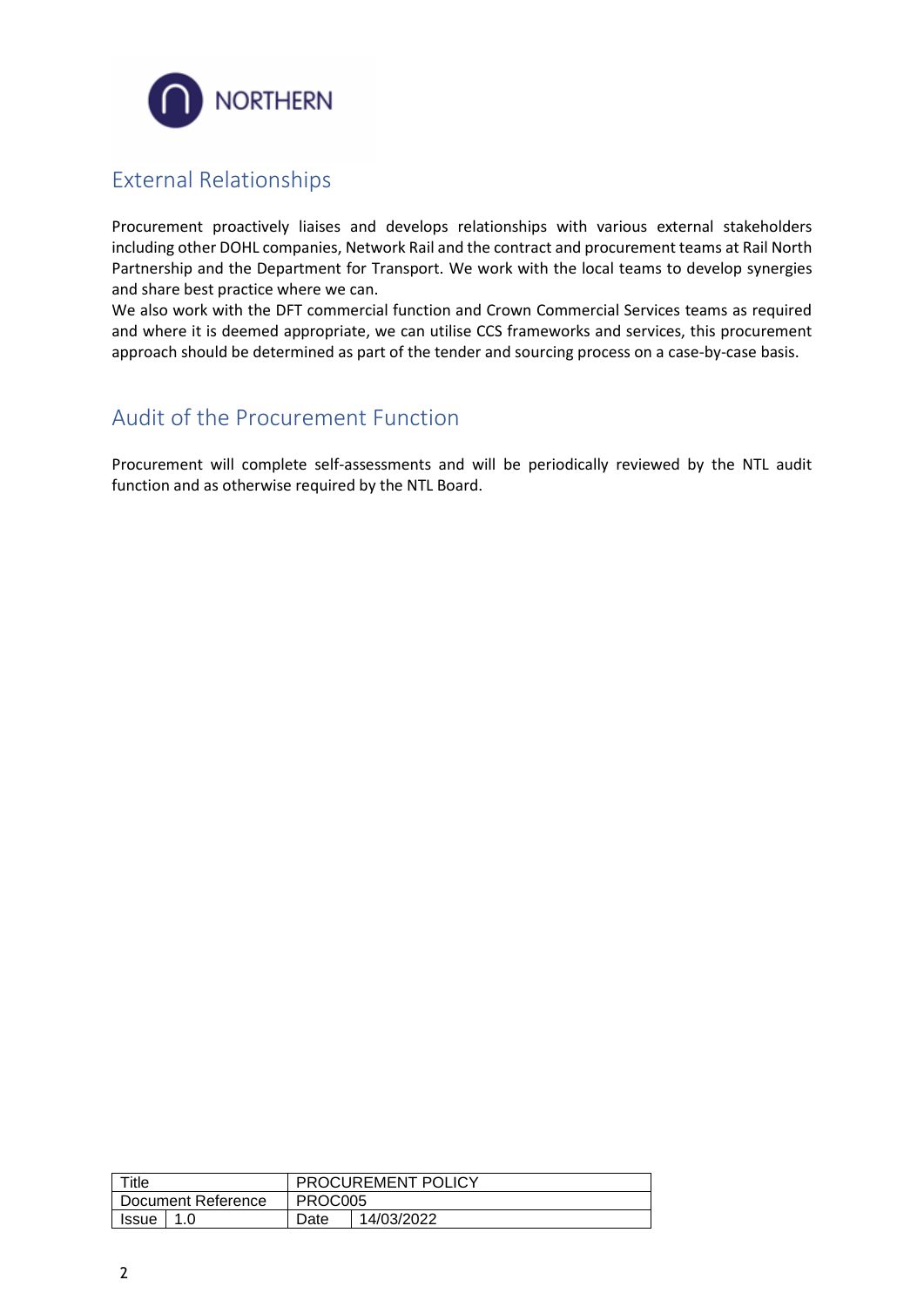## External Relationships

Procurement proactively liaises and develops relationships with various external stakeholders including other DOHL companies, Network Rail and the contract and procurement teams at Rail North Partnership and the Department for Transport. We work with the local teams to develop synergies and share best practice where we can.
We also work with the DFT commercial function and Crown Commercial Services teams as required and where it is deemed appropriate, we can utilise CCS frameworks and services, this procurement approach should be determined as part of the tender and sourcing process on a case-by-case basis.

## Audit of the Procurement Function

Procurement will complete self-assessments and will be periodically reviewed by the NTL audit function and as otherwise required by the NTL Board.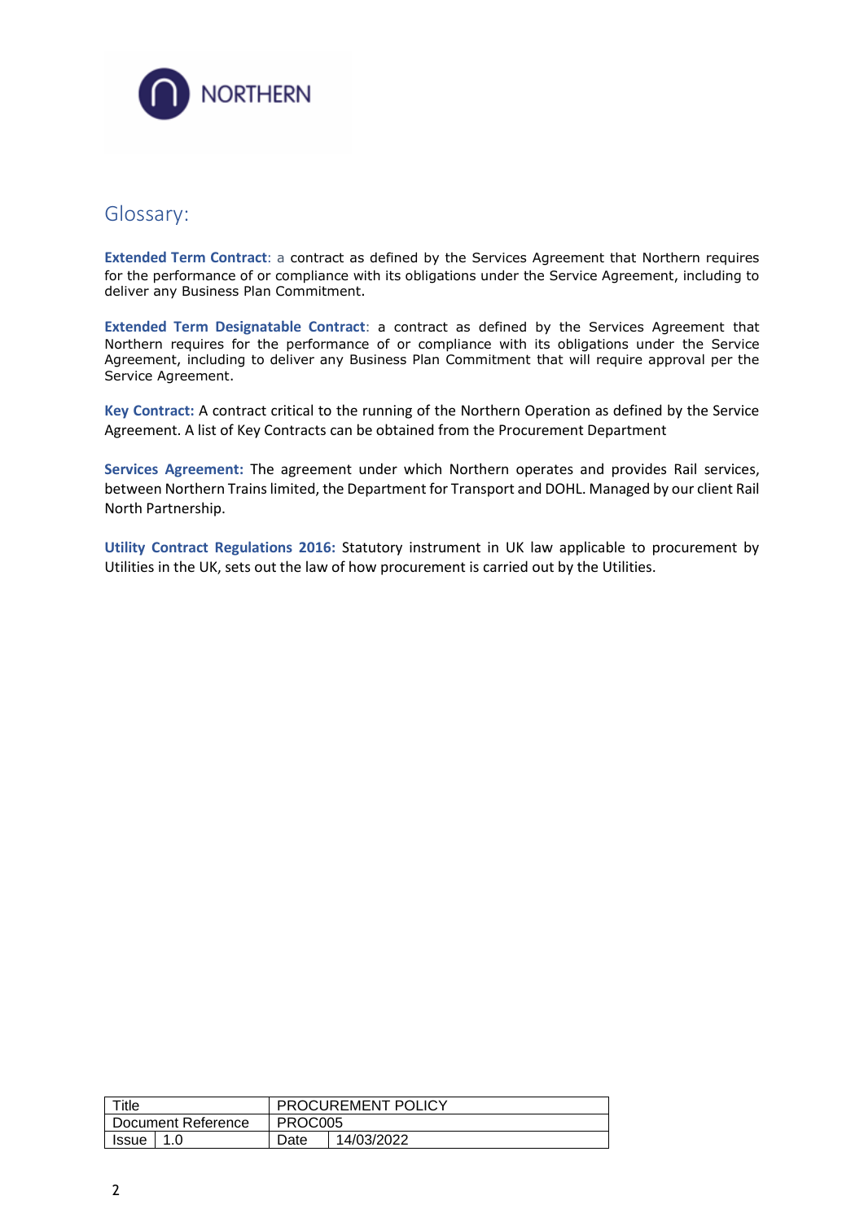## Glossary:

**Extended Term Contract**: a contract as defined by the Services Agreement that Northern requires for the performance of or compliance with its obligations under the Service Agreement, including to deliver any Business Plan Commitment.

**Extended Term Designatable Contract**: a contract as defined by the Services Agreement that Northern requires for the performance of or compliance with its obligations under the Service Agreement, including to deliver any Business Plan Commitment that will require approval per the Service Agreement.

**Key Contract:** A contract critical to the running of the Northern Operation as defined by the Service Agreement. A list of Key Contracts can be obtained from the Procurement Department

**Services Agreement:** The agreement under which Northern operates and provides Rail services, between Northern Trains limited, the Department for Transport and DOHL. Managed by our client Rail North Partnership.

**Utility Contract Regulations 2016:** Statutory instrument in UK law applicable to procurement by Utilities in the UK, sets out the law of how procurement is carried out by the Utilities.